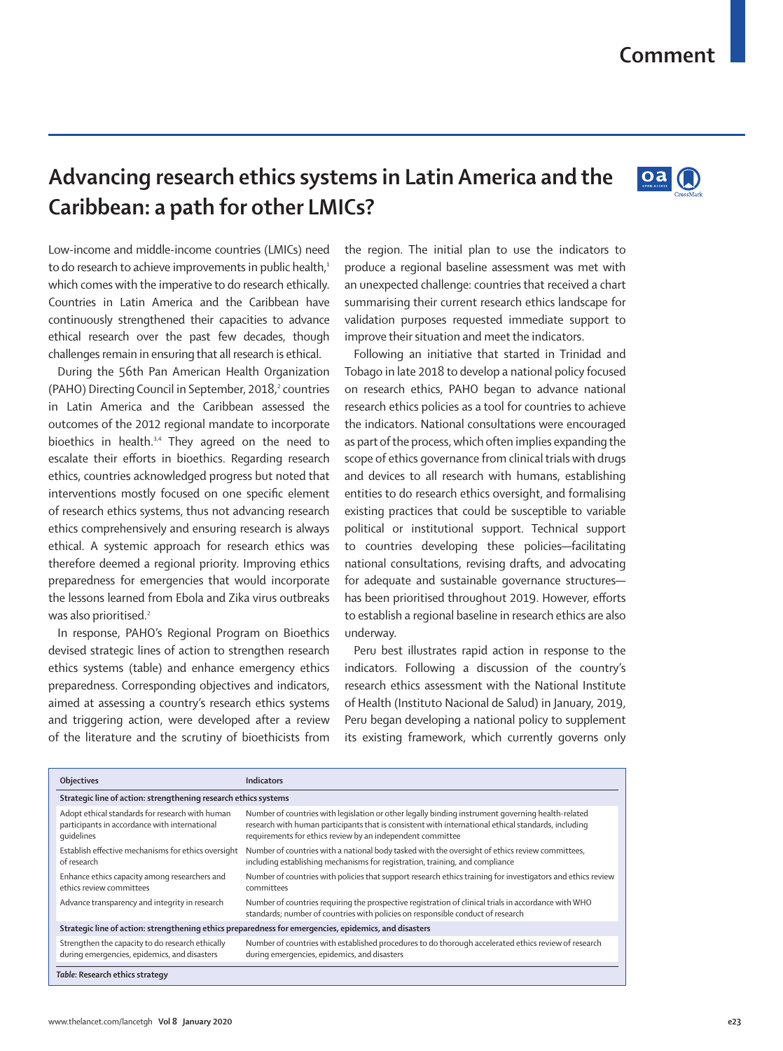# Advancing research ethics systems in Latin America and the Caribbean: a path for other LMICs?

Low-income and middle-income countries (LMICs) need to do research to achieve improvements in public health,[1] which comes with the imperative to do research ethically. Countries in Latin America and the Caribbean have continuously strengthened their capacities to advance ethical research over the past few decades, though challenges remain in ensuring that all research is ethical.

During the 56th Pan American Health Organization (PAHO) Directing Council in September, 2018,[2] countries in Latin America and the Caribbean assessed the outcomes of the 2012 regional mandate to incorporate bioethics in health.[3,4] They agreed on the need to escalate their efforts in bioethics. Regarding research ethics, countries acknowledged progress but noted that interventions mostly focused on one specific element of research ethics systems, thus not advancing research ethics comprehensively and ensuring research is always ethical. A systemic approach for research ethics was therefore deemed a regional priority. Improving ethics preparedness for emergencies that would incorporate the lessons learned from Ebola and Zika virus outbreaks was also prioritised.[2]

In response, PAHO's Regional Program on Bioethics devised strategic lines of action to strengthen research ethics systems (table) and enhance emergency ethics preparedness. Corresponding objectives and indicators, aimed at assessing a country's research ethics systems and triggering action, were developed after a review of the literature and the scrutiny of bioethicists from the region. The initial plan to use the indicators to produce a regional baseline assessment was met with an unexpected challenge: countries that received a chart summarising their current research ethics landscape for validation purposes requested immediate support to improve their situation and meet the indicators.

Following an initiative that started in Trinidad and Tobago in late 2018 to develop a national policy focused on research ethics, PAHO began to advance national research ethics policies as a tool for countries to achieve the indicators. National consultations were encouraged as part of the process, which often implies expanding the scope of ethics governance from clinical trials with drugs and devices to all research with humans, establishing entities to do research ethics oversight, and formalising existing practices that could be susceptible to variable political or institutional support. Technical support to countries developing these policies—facilitating national consultations, revising drafts, and advocating for adequate and sustainable governance structures—has been prioritised throughout 2019. However, efforts to establish a regional baseline in research ethics are also underway.

Peru best illustrates rapid action in response to the indicators. Following a discussion of the country's research ethics assessment with the National Institute of Health (Instituto Nacional de Salud) in January, 2019, Peru began developing a national policy to supplement its existing framework, which currently governs only

| Objectives | Indicators |
|---|---|
| **Strategic line of action: strengthening research ethics systems** | |
| Adopt ethical standards for research with human participants in accordance with international guidelines | Number of countries with legislation or other legally binding instrument governing health-related research with human participants that is consistent with international ethical standards, including requirements for ethics review by an independent committee |
| Establish effective mechanisms for ethics oversight of research | Number of countries with a national body tasked with the oversight of ethics review committees, including establishing mechanisms for registration, training, and compliance |
| Enhance ethics capacity among researchers and ethics review committees | Number of countries with policies that support research ethics training for investigators and ethics review committees |
| Advance transparency and integrity in research | Number of countries requiring the prospective registration of clinical trials in accordance with WHO standards; number of countries with policies on responsible conduct of research |
| **Strategic line of action: strengthening ethics preparedness for emergencies, epidemics, and disasters** | |
| Strengthen the capacity to do research ethically during emergencies, epidemics, and disasters | Number of countries with established procedures to do thorough accelerated ethics review of research during emergencies, epidemics, and disasters |

***Table:* Research ethics strategy**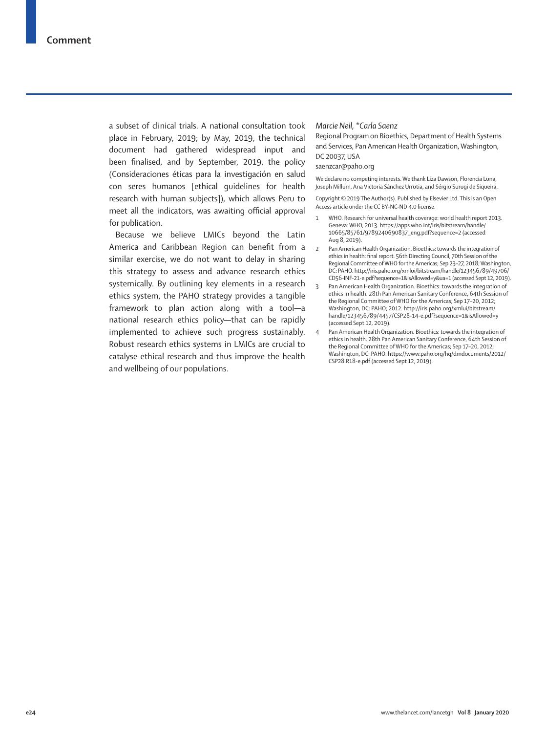a subset of clinical trials. A national consultation took place in February, 2019; by May, 2019, the technical document had gathered widespread input and been finalised, and by September, 2019, the policy (Consideraciones éticas para la investigación en salud con seres humanos [ethical guidelines for health research with human subjects]), which allows Peru to meet all the indicators, was awaiting official approval for publication.

Because we believe LMICs beyond the Latin America and Caribbean Region can benefit from a similar exercise, we do not want to delay in sharing this strategy to assess and advance research ethics systemically. By outlining key elements in a research ethics system, the PAHO strategy provides a tangible framework to plan action along with a tool—a national research ethics policy—that can be rapidly implemented to achieve such progress sustainably. Robust research ethics systems in LMICs are crucial to catalyse ethical research and thus improve the health and wellbeing of our populations.

*Marcie Neil, \*Carla Saenz*

Regional Program on Bioethics, Department of Health Systems and Services, Pan American Health Organization, Washington, DC 20037, USA

saenzcar@paho.org

We declare no competing interests. We thank Liza Dawson, Florencia Luna, Joseph Millum, Ana Victoria Sánchez Urrutia, and Sérgio Surugi de Siqueira.

Copyright © 2019 The Author(s). Published by Elsevier Ltd. This is an Open Access article under the CC BY-NC-ND 4.0 license.

1. WHO. Research for universal health coverage: world health report 2013. Geneva: WHO, 2013. https://apps.who.int/iris/bitstream/handle/10665/85761/9789240690837_eng.pdf?sequence=2 (accessed Aug 8, 2019).
2. Pan American Health Organization. Bioethics: towards the integration of ethics in health: final report. 56th Directing Council, 70th Session of the Regional Committee of WHO for the Americas; Sep 23–27, 2018; Washington, DC: PAHO. http://iris.paho.org/xmlui/bitstream/handle/123456789/49706/CD56-INF-21-e.pdf?sequence=1&isAllowed=y&ua=1 (accessed Sept 12, 2019).
3. Pan American Health Organization. Bioethics: towards the integration of ethics in health. 28th Pan American Sanitary Conference, 64th Session of the Regional Committee of WHO for the Americas; Sep 17–20, 2012; Washington, DC: PAHO; 2012. http://iris.paho.org/xmlui/bitstream/handle/123456789/4457/CSP28-14-e.pdf?sequence=1&isAllowed=y (accessed Sept 12, 2019).
4. Pan American Health Organization. Bioethics: towards the integration of ethics in health. 28th Pan American Sanitary Conference, 64th Session of the Regional Committee of WHO for the Americas; Sep 17–20, 2012; Washington, DC: PAHO. https://www.paho.org/hq/dmdocuments/2012/CSP28.R18-e.pdf (accessed Sept 12, 2019).